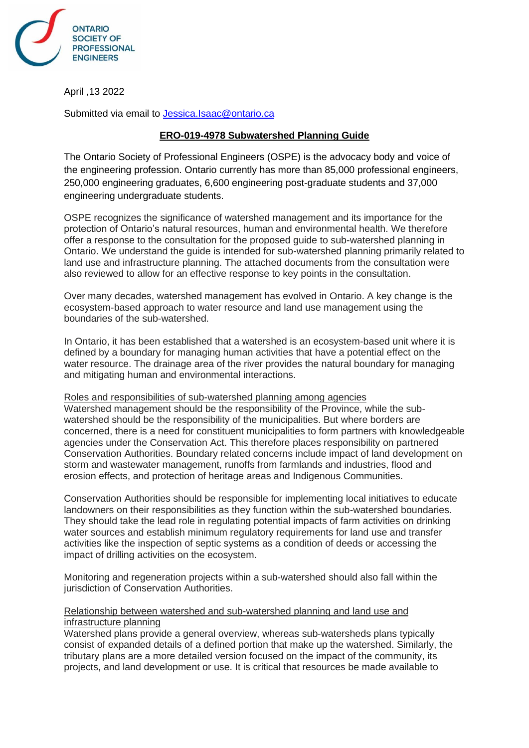ONTARIO SOCIETY OF PROFESSIONAL ENGINEERS

April ,13 2022

Submitted via email to Jessica.Isaac@ontario.ca

## ERO-019-4978 Subwatershed Planning Guide

The Ontario Society of Professional Engineers (OSPE) is the advocacy body and voice of the engineering profession. Ontario currently has more than 85,000 professional engineers, 250,000 engineering graduates, 6,600 engineering post-graduate students and 37,000 engineering undergraduate students.

OSPE recognizes the significance of watershed management and its importance for the protection of Ontario's natural resources, human and environmental health. We therefore offer a response to the consultation for the proposed guide to sub-watershed planning in Ontario. We understand the guide is intended for sub-watershed planning primarily related to land use and infrastructure planning. The attached documents from the consultation were also reviewed to allow for an effective response to key points in the consultation.

Over many decades, watershed management has evolved in Ontario. A key change is the ecosystem-based approach to water resource and land use management using the boundaries of the sub-watershed.

In Ontario, it has been established that a watershed is an ecosystem-based unit where it is defined by a boundary for managing human activities that have a potential effect on the water resource. The drainage area of the river provides the natural boundary for managing and mitigating human and environmental interactions.

### Roles and responsibilities of sub-watershed planning among agencies

Watershed management should be the responsibility of the Province, while the sub-watershed should be the responsibility of the municipalities. But where borders are concerned, there is a need for constituent municipalities to form partners with knowledgeable agencies under the Conservation Act. This therefore places responsibility on partnered Conservation Authorities. Boundary related concerns include impact of land development on storm and wastewater management, runoffs from farmlands and industries, flood and erosion effects, and protection of heritage areas and Indigenous Communities.

Conservation Authorities should be responsible for implementing local initiatives to educate landowners on their responsibilities as they function within the sub-watershed boundaries. They should take the lead role in regulating potential impacts of farm activities on drinking water sources and establish minimum regulatory requirements for land use and transfer activities like the inspection of septic systems as a condition of deeds or accessing the impact of drilling activities on the ecosystem.

Monitoring and regeneration projects within a sub-watershed should also fall within the jurisdiction of Conservation Authorities.

### Relationship between watershed and sub-watershed planning and land use and infrastructure planning

Watershed plans provide a general overview, whereas sub-watersheds plans typically consist of expanded details of a defined portion that make up the watershed. Similarly, the tributary plans are a more detailed version focused on the impact of the community, its projects, and land development or use. It is critical that resources be made available to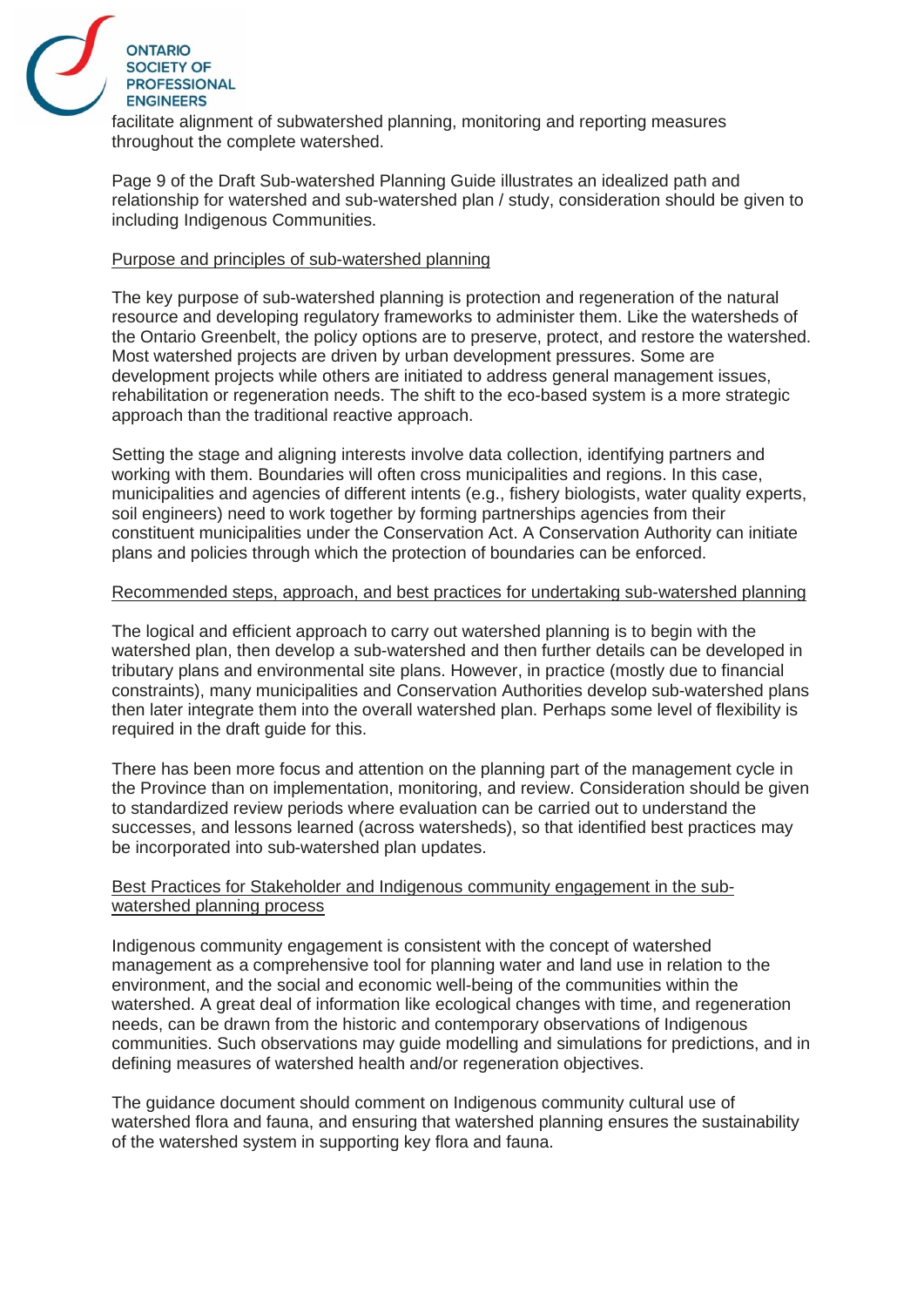facilitate alignment of subwatershed planning, monitoring and reporting measures throughout the complete watershed.

Page 9 of the Draft Sub-watershed Planning Guide illustrates an idealized path and relationship for watershed and sub-watershed plan / study, consideration should be given to including Indigenous Communities.

## Purpose and principles of sub-watershed planning

The key purpose of sub-watershed planning is protection and regeneration of the natural resource and developing regulatory frameworks to administer them. Like the watersheds of the Ontario Greenbelt, the policy options are to preserve, protect, and restore the watershed. Most watershed projects are driven by urban development pressures. Some are development projects while others are initiated to address general management issues, rehabilitation or regeneration needs. The shift to the eco-based system is a more strategic approach than the traditional reactive approach.

Setting the stage and aligning interests involve data collection, identifying partners and working with them. Boundaries will often cross municipalities and regions. In this case, municipalities and agencies of different intents (e.g., fishery biologists, water quality experts, soil engineers) need to work together by forming partnerships agencies from their constituent municipalities under the Conservation Act. A Conservation Authority can initiate plans and policies through which the protection of boundaries can be enforced.

## Recommended steps, approach, and best practices for undertaking sub-watershed planning

The logical and efficient approach to carry out watershed planning is to begin with the watershed plan, then develop a sub-watershed and then further details can be developed in tributary plans and environmental site plans. However, in practice (mostly due to financial constraints), many municipalities and Conservation Authorities develop sub-watershed plans then later integrate them into the overall watershed plan. Perhaps some level of flexibility is required in the draft guide for this.

There has been more focus and attention on the planning part of the management cycle in the Province than on implementation, monitoring, and review. Consideration should be given to standardized review periods where evaluation can be carried out to understand the successes, and lessons learned (across watersheds), so that identified best practices may be incorporated into sub-watershed plan updates.

## Best Practices for Stakeholder and Indigenous community engagement in the sub-watershed planning process

Indigenous community engagement is consistent with the concept of watershed management as a comprehensive tool for planning water and land use in relation to the environment, and the social and economic well-being of the communities within the watershed. A great deal of information like ecological changes with time, and regeneration needs, can be drawn from the historic and contemporary observations of Indigenous communities. Such observations may guide modelling and simulations for predictions, and in defining measures of watershed health and/or regeneration objectives.

The guidance document should comment on Indigenous community cultural use of watershed flora and fauna, and ensuring that watershed planning ensures the sustainability of the watershed system in supporting key flora and fauna.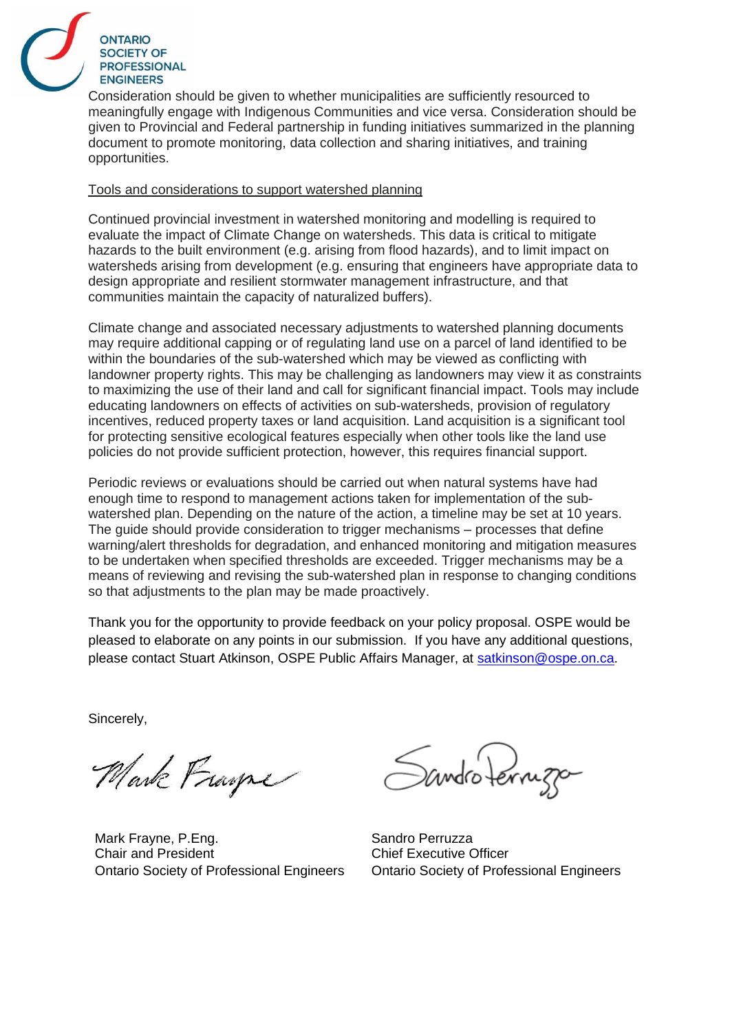Consideration should be given to whether municipalities are sufficiently resourced to meaningfully engage with Indigenous Communities and vice versa. Consideration should be given to Provincial and Federal partnership in funding initiatives summarized in the planning document to promote monitoring, data collection and sharing initiatives, and training opportunities.

Tools and considerations to support watershed planning

Continued provincial investment in watershed monitoring and modelling is required to evaluate the impact of Climate Change on watersheds. This data is critical to mitigate hazards to the built environment (e.g. arising from flood hazards), and to limit impact on watersheds arising from development (e.g. ensuring that engineers have appropriate data to design appropriate and resilient stormwater management infrastructure, and that communities maintain the capacity of naturalized buffers).

Climate change and associated necessary adjustments to watershed planning documents may require additional capping or of regulating land use on a parcel of land identified to be within the boundaries of the sub-watershed which may be viewed as conflicting with landowner property rights. This may be challenging as landowners may view it as constraints to maximizing the use of their land and call for significant financial impact. Tools may include educating landowners on effects of activities on sub-watersheds, provision of regulatory incentives, reduced property taxes or land acquisition. Land acquisition is a significant tool for protecting sensitive ecological features especially when other tools like the land use policies do not provide sufficient protection, however, this requires financial support.

Periodic reviews or evaluations should be carried out when natural systems have had enough time to respond to management actions taken for implementation of the sub-watershed plan. Depending on the nature of the action, a timeline may be set at 10 years. The guide should provide consideration to trigger mechanisms – processes that define warning/alert thresholds for degradation, and enhanced monitoring and mitigation measures to be undertaken when specified thresholds are exceeded. Trigger mechanisms may be a means of reviewing and revising the sub-watershed plan in response to changing conditions so that adjustments to the plan may be made proactively.

Thank you for the opportunity to provide feedback on your policy proposal. OSPE would be pleased to elaborate on any points in our submission. If you have any additional questions, please contact Stuart Atkinson, OSPE Public Affairs Manager, at satkinson@ospe.on.ca.

Sincerely,

Mark Frayne, P.Eng.
Chair and President
Ontario Society of Professional Engineers

Sandro Perruzza
Chief Executive Officer
Ontario Society of Professional Engineers